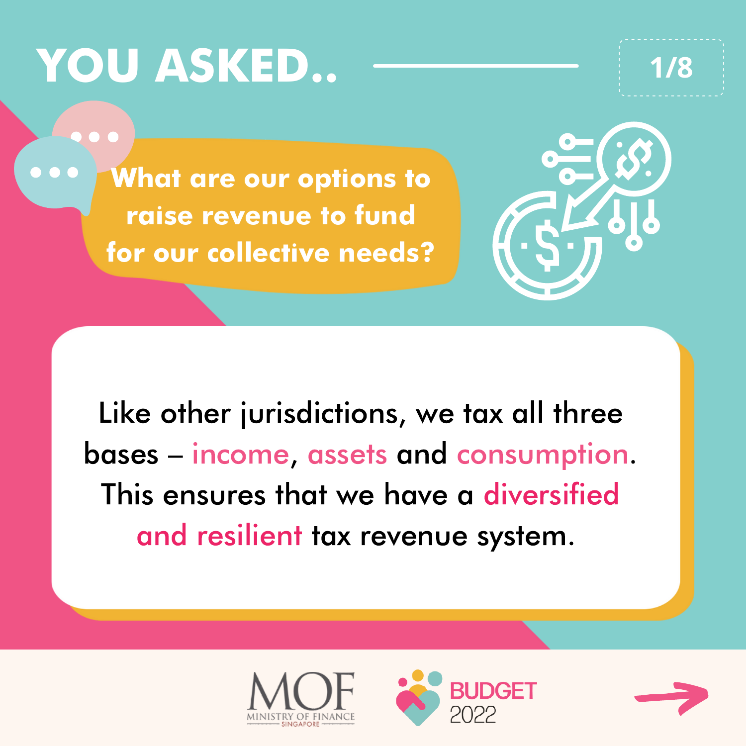# YOU ASKED..

**What are our options to raise revenue to fund for our collective needs?**

Like other jurisdictions, we tax all three bases – income, assets and consumption. This ensures that we have a diversified and resilient tax revenue system.

MOF
MINISTRY OF FINANCE
SINGAPORE

BUDGET 2022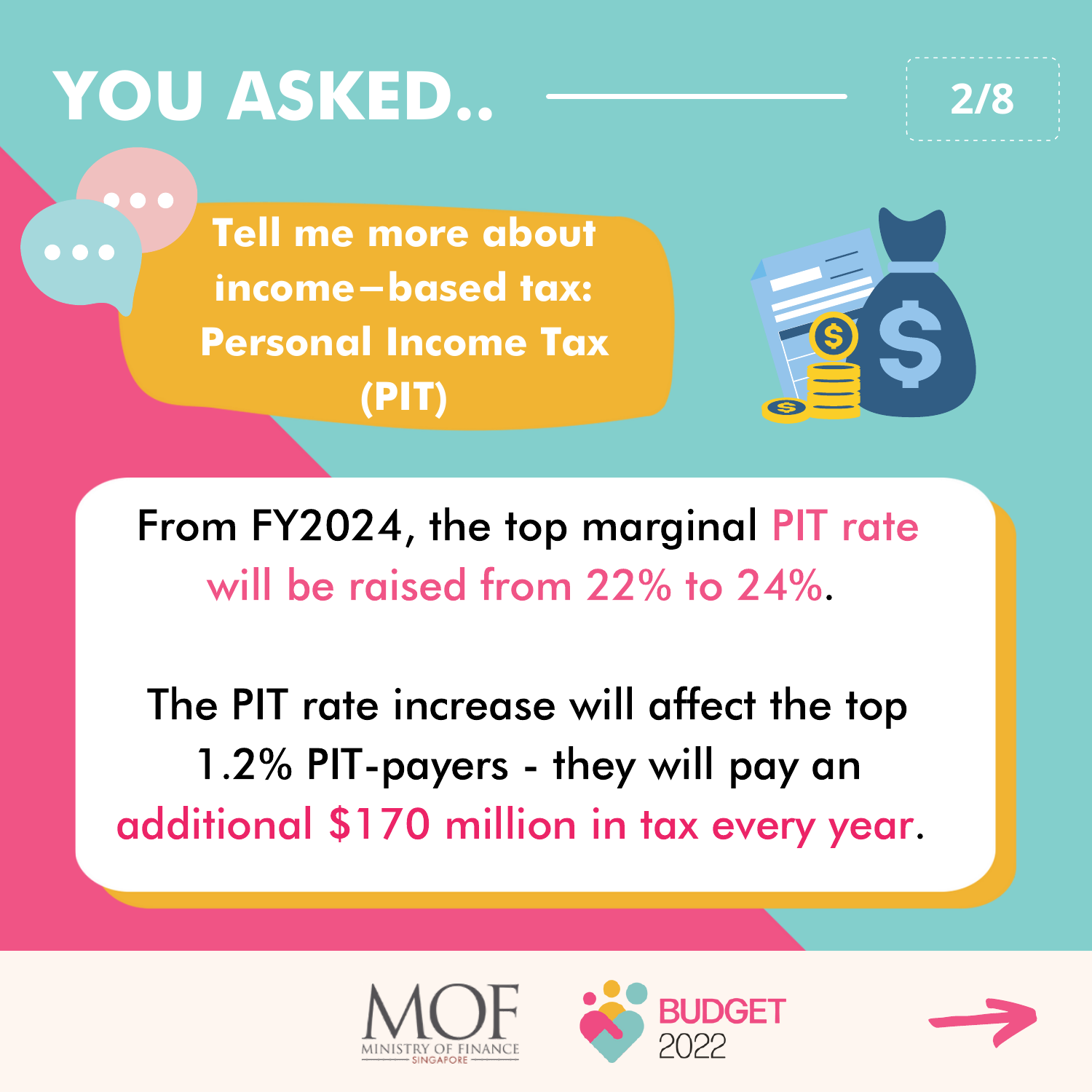# YOU ASKED..

## Tell me more about income–based tax: Personal Income Tax (PIT)

From FY2024, the top marginal PIT rate will be raised from 22% to 24%.

The PIT rate increase will affect the top 1.2% PIT-payers - they will pay an additional $170 million in tax every year.

MOF MINISTRY OF FINANCE SINGAPORE

BUDGET 2022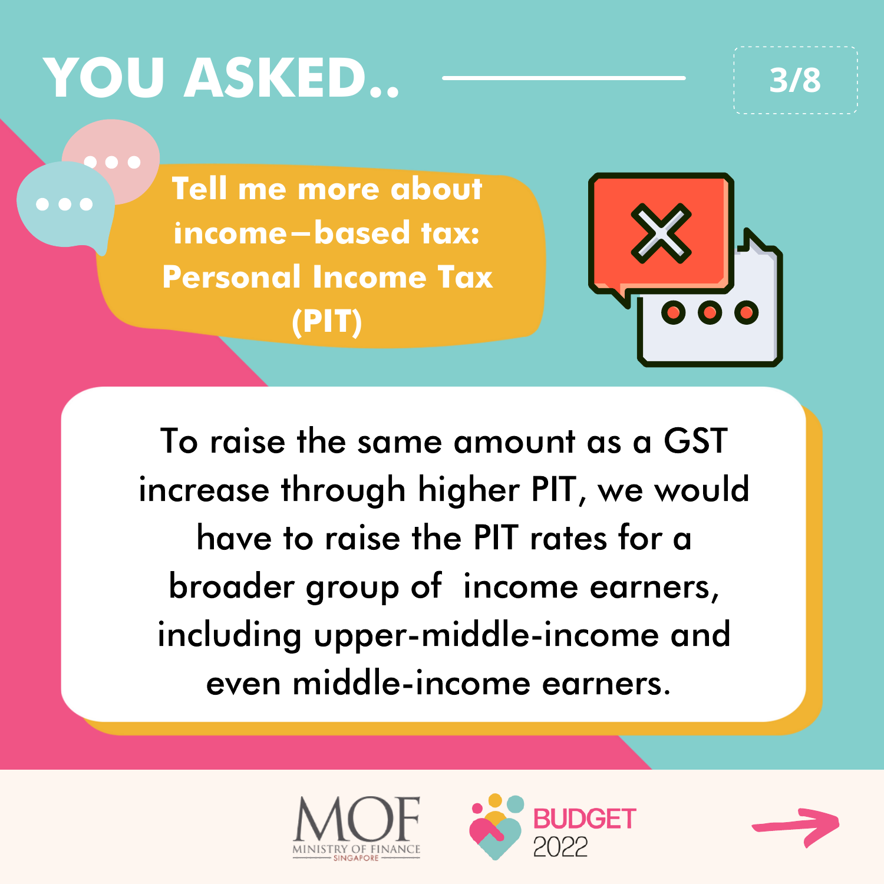# YOU ASKED..

## Tell me more about income–based tax: Personal Income Tax (PIT)

To raise the same amount as a GST increase through higher PIT, we would have to raise the PIT rates for a broader group of income earners, including upper-middle-income and even middle-income earners.

MOF MINISTRY OF FINANCE SINGAPORE

BUDGET 2022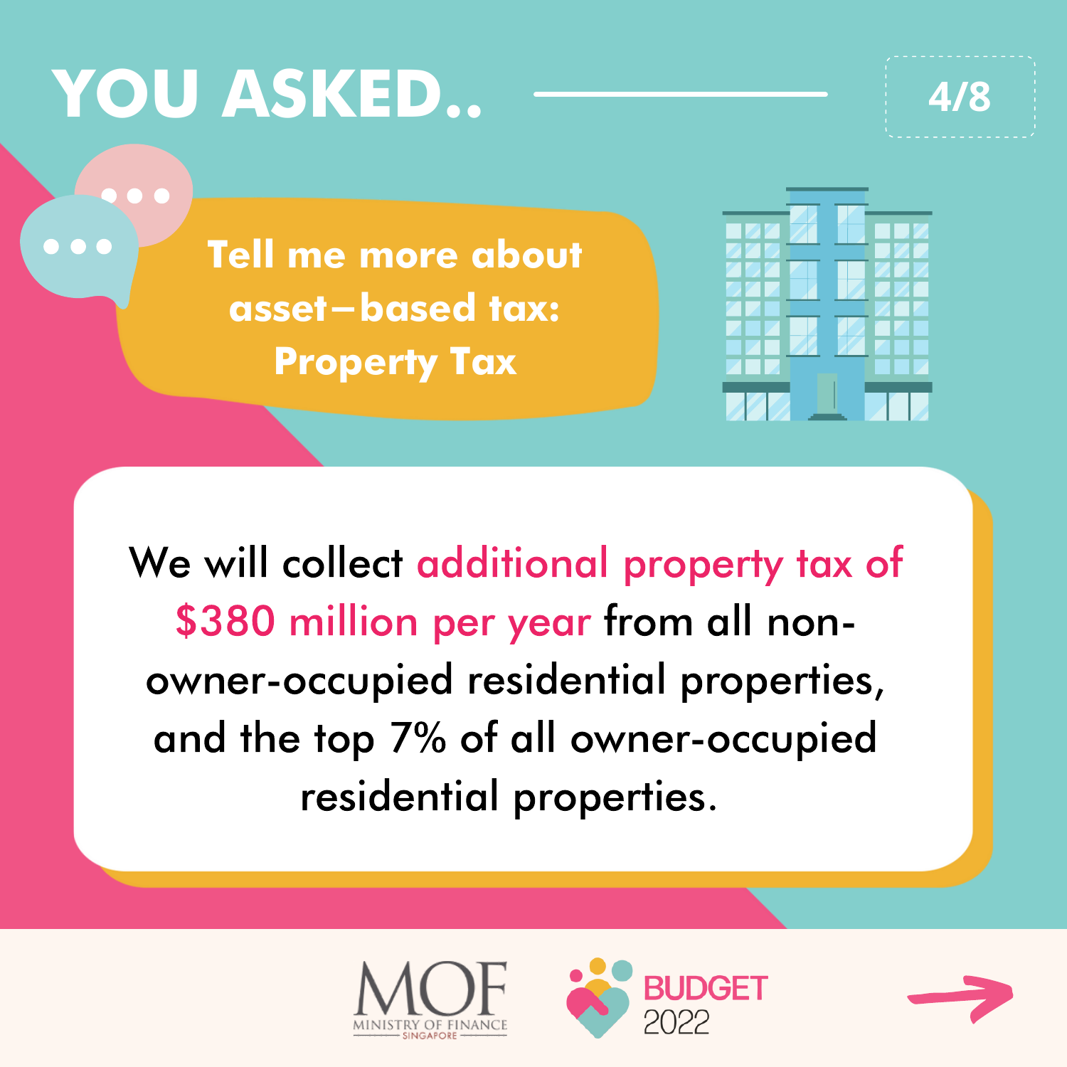# YOU ASKED..

## Tell me more about asset–based tax: Property Tax

We will collect additional property tax of $380 million per year from all non-owner-occupied residential properties, and the top 7% of all owner-occupied residential properties.

MOF
MINISTRY OF FINANCE
SINGAPORE

BUDGET 2022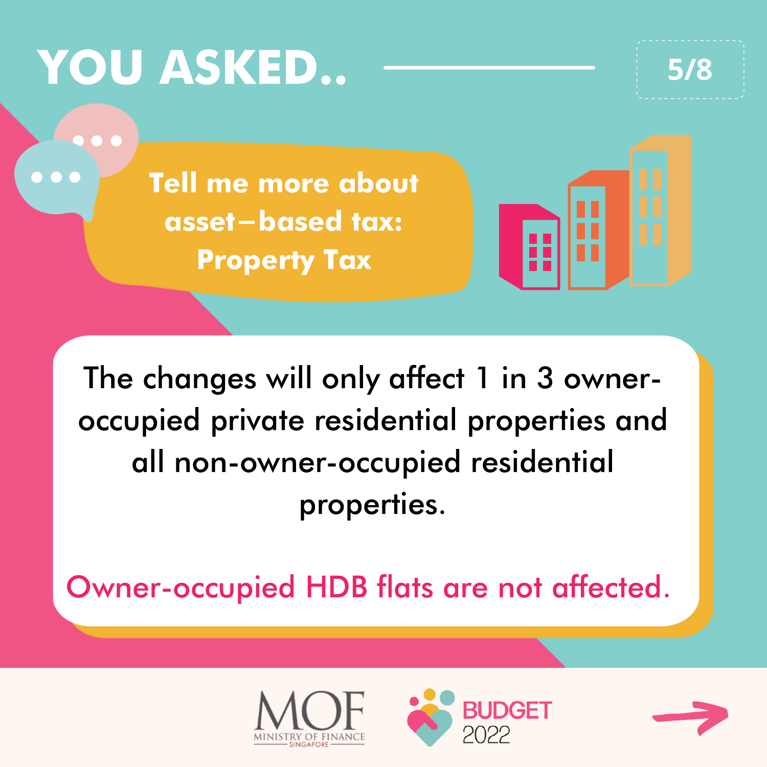# YOU ASKED..

## Tell me more about asset-based tax: Property Tax

The changes will only affect 1 in 3 owner-occupied private residential properties and all non-owner-occupied residential properties.

Owner-occupied HDB flats are not affected.

MOF MINISTRY OF FINANCE SINGAPORE

BUDGET 2022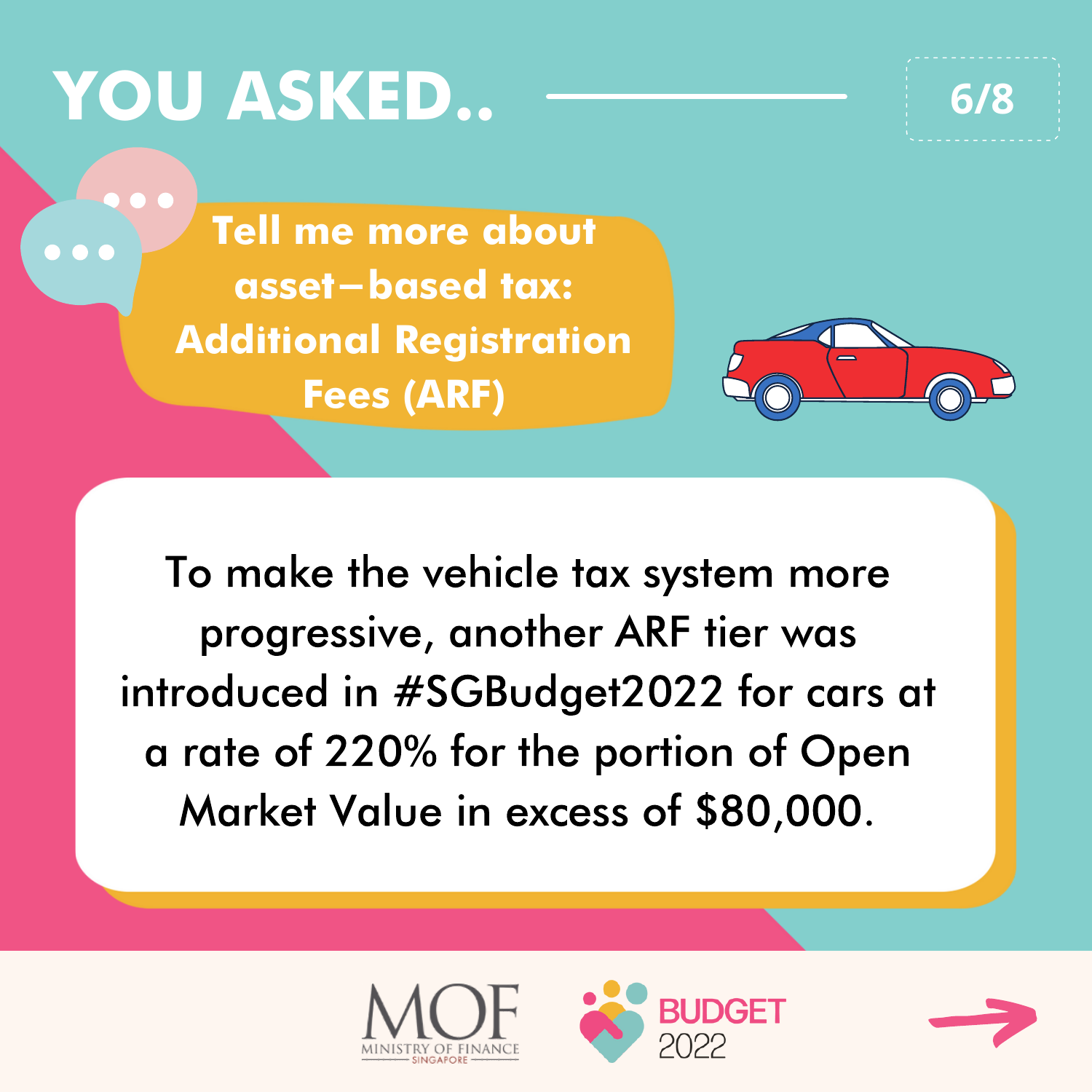# YOU ASKED..

**Tell me more about asset–based tax: Additional Registration Fees (ARF)**

To make the vehicle tax system more progressive, another ARF tier was introduced in #SGBudget2022 for cars at a rate of 220% for the portion of Open Market Value in excess of $80,000.

MOF MINISTRY OF FINANCE SINGAPORE

BUDGET 2022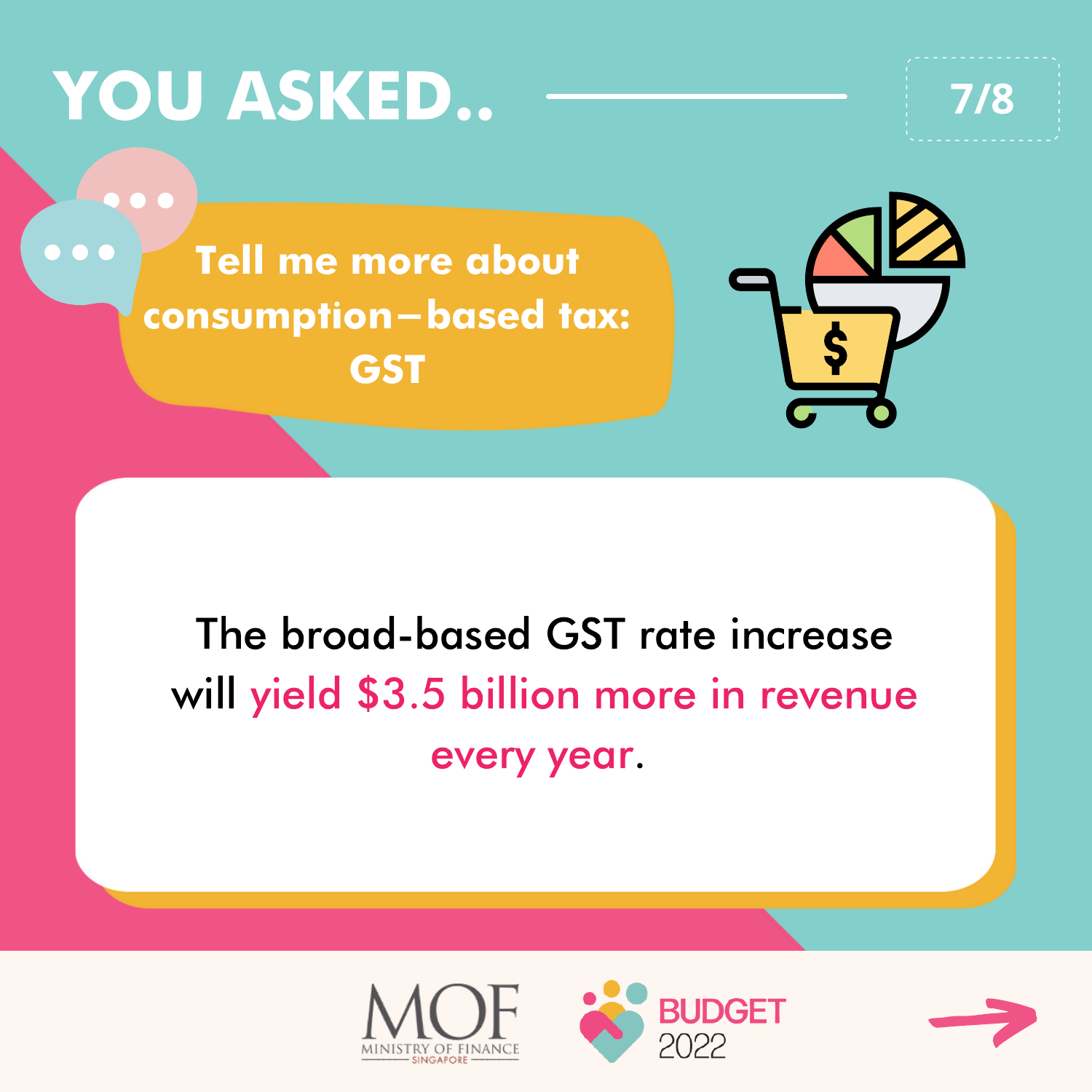# YOU ASKED..

## Tell me more about consumption–based tax: GST

The broad-based GST rate increase will yield $3.5 billion more in revenue every year.

MOF
MINISTRY OF FINANCE
SINGAPORE

BUDGET 2022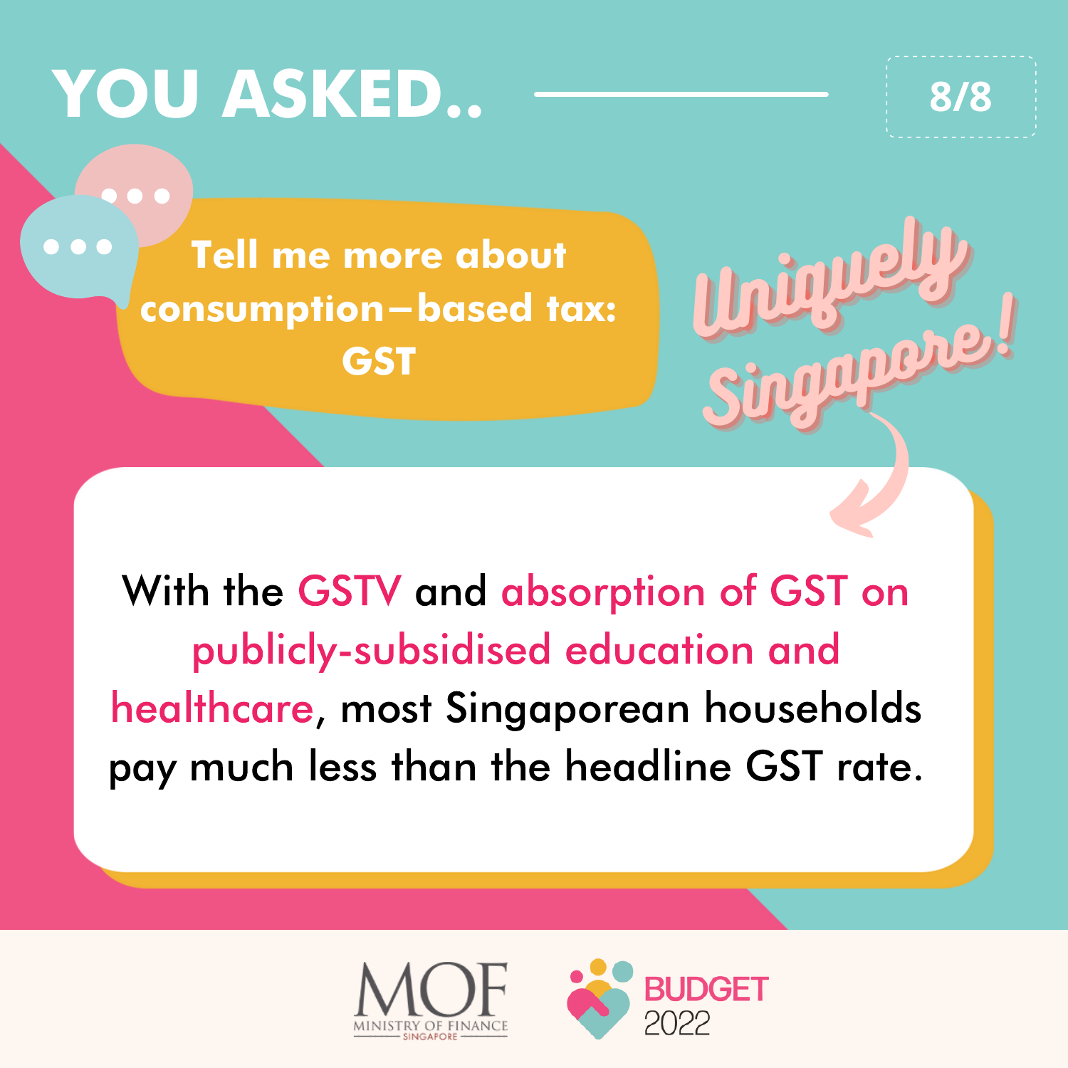# YOU ASKED..

**Tell me more about consumption–based tax: GST**

*Uniquely Singapore!*

With the GSTV and absorption of GST on publicly-subsidised education and healthcare, most Singaporean households pay much less than the headline GST rate.

MOF MINISTRY OF FINANCE SINGAPORE

BUDGET 2022